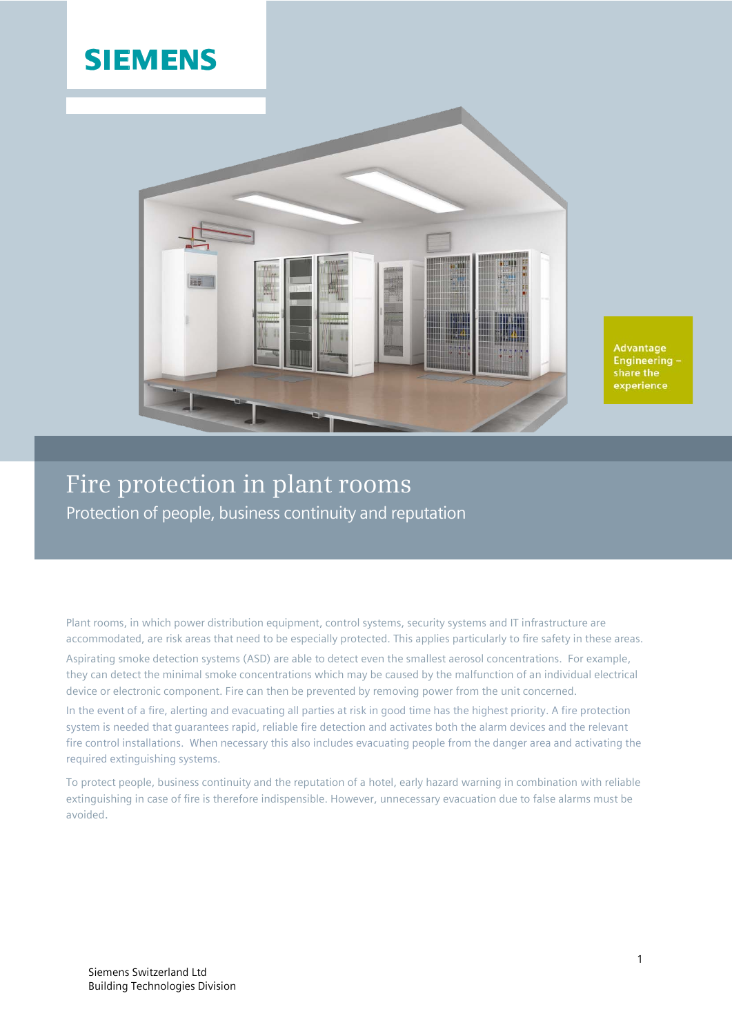SIEMENS

Advantage Engineering – share the experience

# Fire protection in plant rooms

## Protection of people, business continuity and reputation

Plant rooms, in which power distribution equipment, control systems, security systems and IT infrastructure are accommodated, are risk areas that need to be especially protected. This applies particularly to fire safety in these areas.

Aspirating smoke detection systems (ASD) are able to detect even the smallest aerosol concentrations. For example, they can detect the minimal smoke concentrations which may be caused by the malfunction of an individual electrical device or electronic component. Fire can then be prevented by removing power from the unit concerned.

In the event of a fire, alerting and evacuating all parties at risk in good time has the highest priority. A fire protection system is needed that guarantees rapid, reliable fire detection and activates both the alarm devices and the relevant fire control installations. When necessary this also includes evacuating people from the danger area and activating the required extinguishing systems.

To protect people, business continuity and the reputation of a hotel, early hazard warning in combination with reliable extinguishing in case of fire is therefore indispensible. However, unnecessary evacuation due to false alarms must be avoided.

Siemens Switzerland Ltd
Building Technologies Division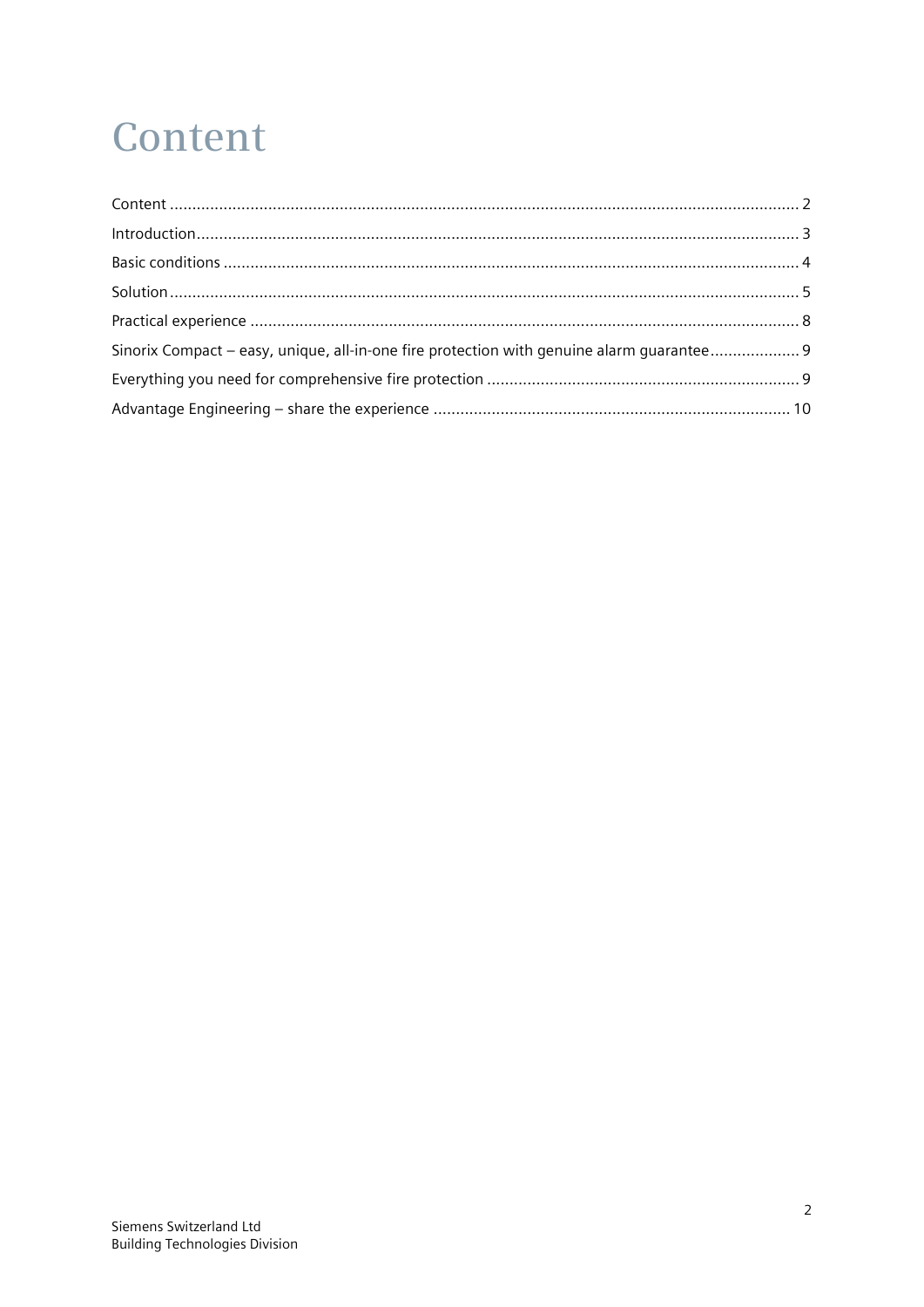# Content

Content ........................................................................................................................................... 2

Introduction..................................................................................................................................... 3

Basic conditions ............................................................................................................................... 4

Solution............................................................................................................................................ 5

Practical experience .......................................................................................................................... 8

Sinorix Compact – easy, unique, all-in-one fire protection with genuine alarm guarantee.................... 9

Everything you need for comprehensive fire protection ..................................................................... 9

Advantage Engineering – share the experience ............................................................................... 10

Siemens Switzerland Ltd
Building Technologies Division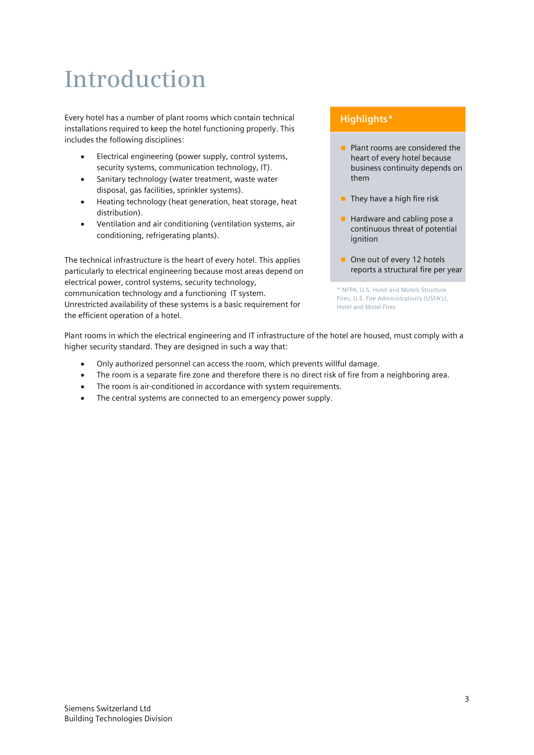# Introduction

Every hotel has a number of plant rooms which contain technical installations required to keep the hotel functioning properly. This includes the following disciplines:

- Electrical engineering (power supply, control systems, security systems, communication technology, IT).
- Sanitary technology (water treatment, waste water disposal, gas facilities, sprinkler systems).
- Heating technology (heat generation, heat storage, heat distribution).
- Ventilation and air conditioning (ventilation systems, air conditioning, refrigerating plants).

The technical infrastructure is the heart of every hotel. This applies particularly to electrical engineering because most areas depend on electrical power, control systems, security technology, communication technology and a functioning IT system. Unrestricted availability of these systems is a basic requirement for the efficient operation of a hotel.

## Highlights*

- Plant rooms are considered the heart of every hotel because business continuity depends on them
- They have a high fire risk
- Hardware and cabling pose a continuous threat of potential ignition
- One out of every 12 hotels reports a structural fire per year

* NFPA, U.S. Hotel and Motels Structure Fires; U.S. Fire Administration's (USFA's), Hotel and Motel Fires

Plant rooms in which the electrical engineering and IT infrastructure of the hotel are housed, must comply with a higher security standard. They are designed in such a way that:

- Only authorized personnel can access the room, which prevents willful damage.
- The room is a separate fire zone and therefore there is no direct risk of fire from a neighboring area.
- The room is air-conditioned in accordance with system requirements.
- The central systems are connected to an emergency power supply.

Siemens Switzerland Ltd
Building Technologies Division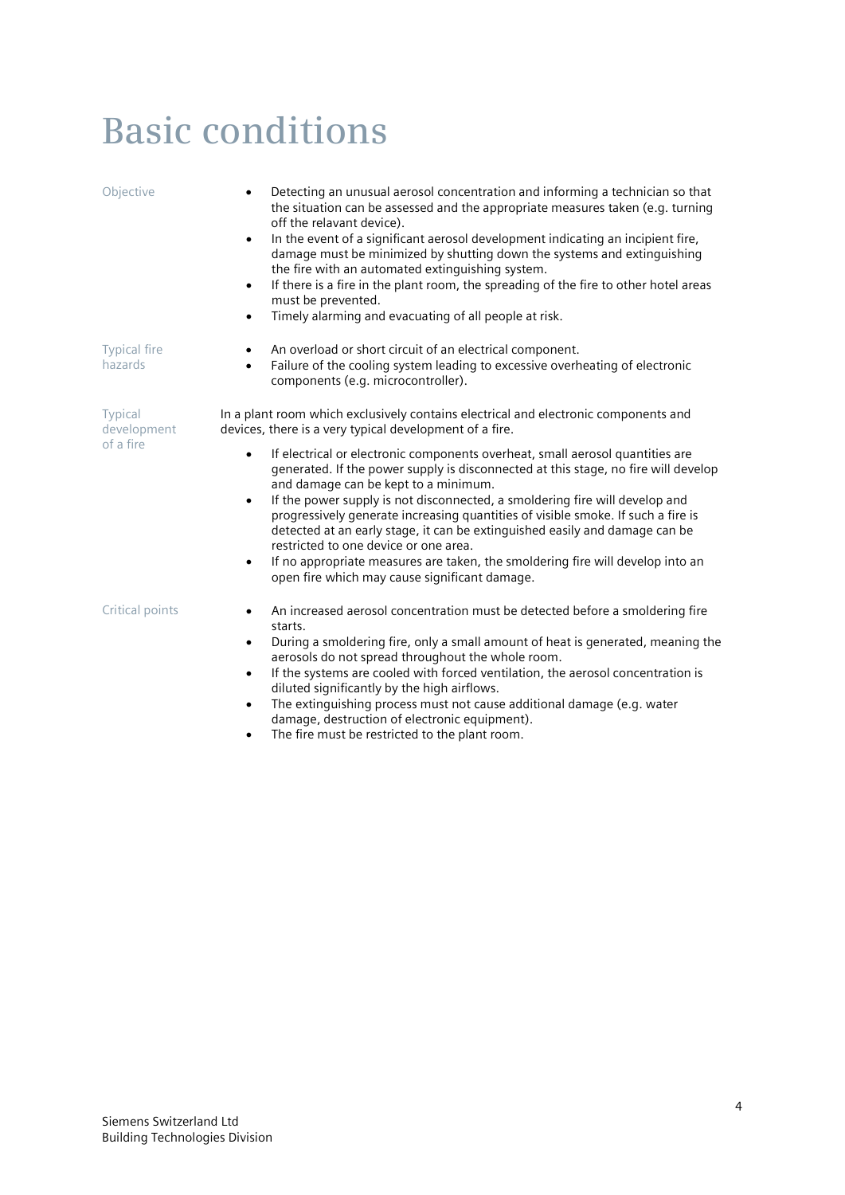# Basic conditions

**Objective**

- Detecting an unusual aerosol concentration and informing a technician so that the situation can be assessed and the appropriate measures taken (e.g. turning off the relavant device).
- In the event of a significant aerosol development indicating an incipient fire, damage must be minimized by shutting down the systems and extinguishing the fire with an automated extinguishing system.
- If there is a fire in the plant room, the spreading of the fire to other hotel areas must be prevented.
- Timely alarming and evacuating of all people at risk.

**Typical fire hazards**

- An overload or short circuit of an electrical component.
- Failure of the cooling system leading to excessive overheating of electronic components (e.g. microcontroller).

**Typical development of a fire**

In a plant room which exclusively contains electrical and electronic components and devices, there is a very typical development of a fire.

- If electrical or electronic components overheat, small aerosol quantities are generated. If the power supply is disconnected at this stage, no fire will develop and damage can be kept to a minimum.
- If the power supply is not disconnected, a smoldering fire will develop and progressively generate increasing quantities of visible smoke. If such a fire is detected at an early stage, it can be extinguished easily and damage can be restricted to one device or one area.
- If no appropriate measures are taken, the smoldering fire will develop into an open fire which may cause significant damage.

**Critical points**

- An increased aerosol concentration must be detected before a smoldering fire starts.
- During a smoldering fire, only a small amount of heat is generated, meaning the aerosols do not spread throughout the whole room.
- If the systems are cooled with forced ventilation, the aerosol concentration is diluted significantly by the high airflows.
- The extinguishing process must not cause additional damage (e.g. water damage, destruction of electronic equipment).
- The fire must be restricted to the plant room.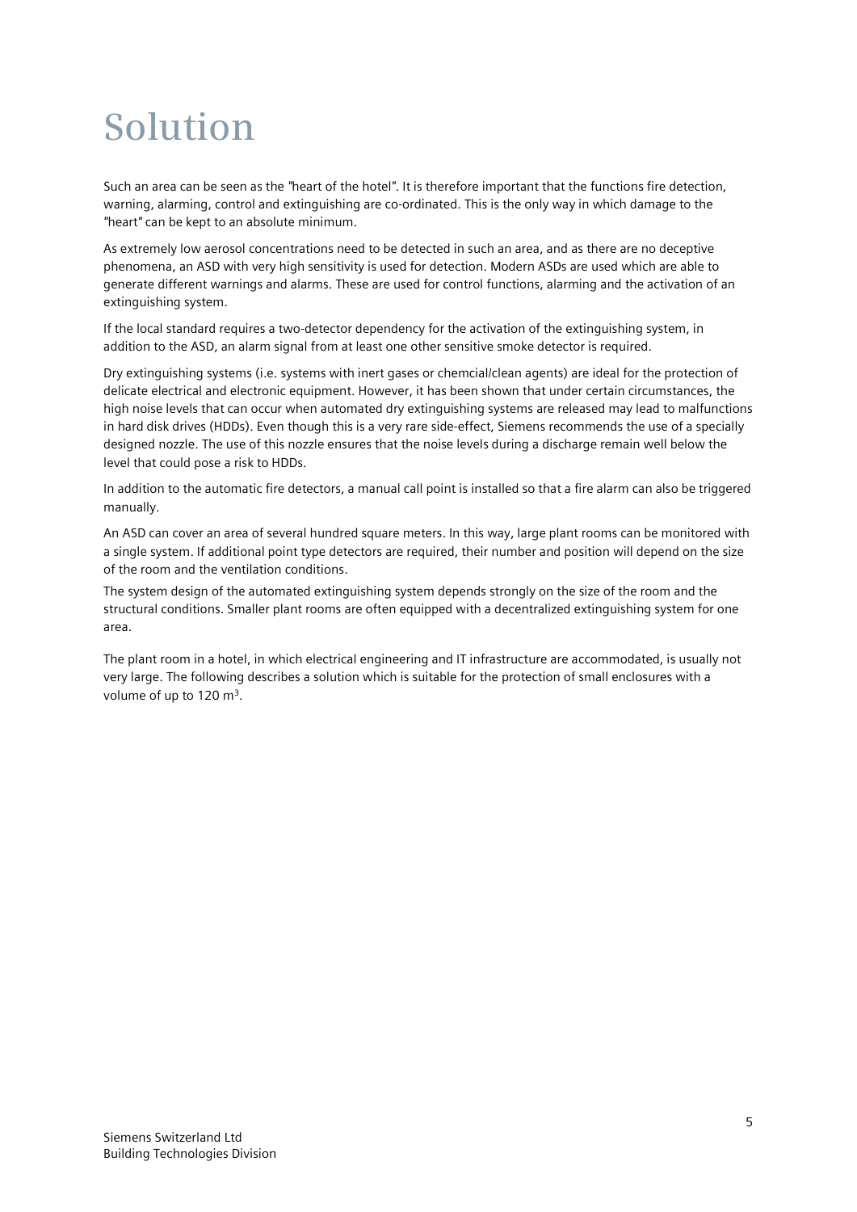# Solution

Such an area can be seen as the "heart of the hotel". It is therefore important that the functions fire detection, warning, alarming, control and extinguishing are co-ordinated. This is the only way in which damage to the "heart" can be kept to an absolute minimum.

As extremely low aerosol concentrations need to be detected in such an area, and as there are no deceptive phenomena, an ASD with very high sensitivity is used for detection. Modern ASDs are used which are able to generate different warnings and alarms. These are used for control functions, alarming and the activation of an extinguishing system.

If the local standard requires a two-detector dependency for the activation of the extinguishing system, in addition to the ASD, an alarm signal from at least one other sensitive smoke detector is required.

Dry extinguishing systems (i.e. systems with inert gases or chemcial/clean agents) are ideal for the protection of delicate electrical and electronic equipment. However, it has been shown that under certain circumstances, the high noise levels that can occur when automated dry extinguishing systems are released may lead to malfunctions in hard disk drives (HDDs). Even though this is a very rare side-effect, Siemens recommends the use of a specially designed nozzle. The use of this nozzle ensures that the noise levels during a discharge remain well below the level that could pose a risk to HDDs.

In addition to the automatic fire detectors, a manual call point is installed so that a fire alarm can also be triggered manually.

An ASD can cover an area of several hundred square meters. In this way, large plant rooms can be monitored with a single system. If additional point type detectors are required, their number and position will depend on the size of the room and the ventilation conditions.

The system design of the automated extinguishing system depends strongly on the size of the room and the structural conditions. Smaller plant rooms are often equipped with a decentralized extinguishing system for one area.

The plant room in a hotel, in which electrical engineering and IT infrastructure are accommodated, is usually not very large. The following describes a solution which is suitable for the protection of small enclosures with a volume of up to 120 m$^3$.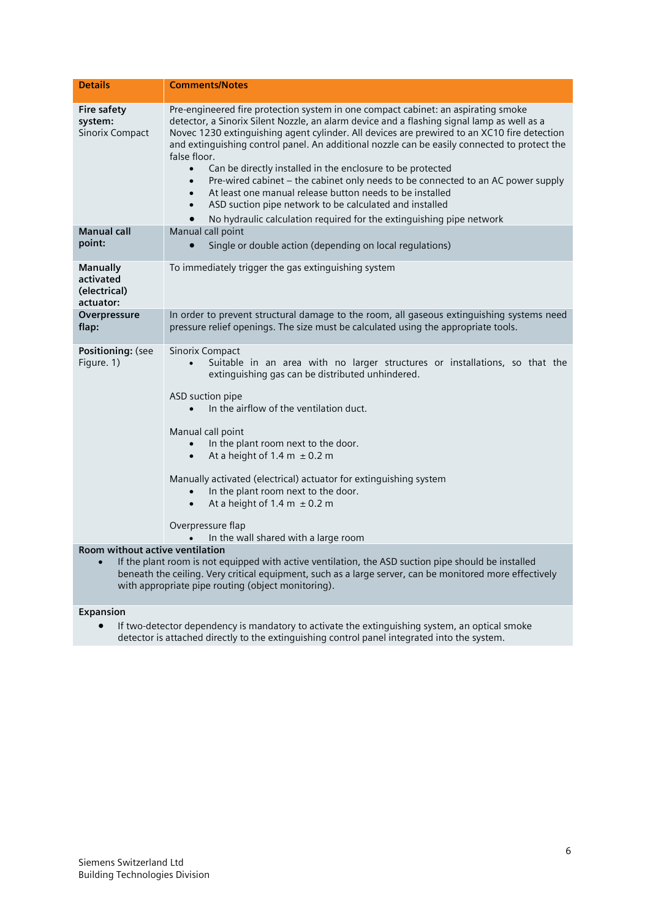| Details | Comments/Notes |
|---|---|
| **Fire safety system:** Sinorix Compact | Pre-engineered fire protection system in one compact cabinet: an aspirating smoke detector, a Sinorix Silent Nozzle, an alarm device and a flashing signal lamp as well as a Novec 1230 extinguishing agent cylinder. All devices are prewired to an XC10 fire detection and extinguishing control panel. An additional nozzle can be easily connected to protect the false floor.<br>• Can be directly installed in the enclosure to be protected<br>• Pre-wired cabinet – the cabinet only needs to be connected to an AC power supply<br>• At least one manual release button needs to be installed<br>• ASD suction pipe network to be calculated and installed<br>• No hydraulic calculation required for the extinguishing pipe network |
| **Manual call point:** | Manual call point<br>• Single or double action (depending on local regulations) |
| **Manually activated (electrical) actuator:** | To immediately trigger the gas extinguishing system |
| **Overpressure flap:** | In order to prevent structural damage to the room, all gaseous extinguishing systems need pressure relief openings. The size must be calculated using the appropriate tools. |
| **Positioning:** (see Figure. 1) | Sinorix Compact<br>• Suitable in an area with no larger structures or installations, so that the extinguishing gas can be distributed unhindered.<br><br>ASD suction pipe<br>• In the airflow of the ventilation duct.<br><br>Manual call point<br>• In the plant room next to the door.<br>• At a height of 1.4 m ± 0.2 m<br><br>Manually activated (electrical) actuator for extinguishing system<br>• In the plant room next to the door.<br>• At a height of 1.4 m ± 0.2 m<br><br>Overpressure flap<br>• In the wall shared with a large room |

**Room without active ventilation**

- If the plant room is not equipped with active ventilation, the ASD suction pipe should be installed beneath the ceiling. Very critical equipment, such as a large server, can be monitored more effectively with appropriate pipe routing (object monitoring).

**Expansion**

- If two-detector dependency is mandatory to activate the extinguishing system, an optical smoke detector is attached directly to the extinguishing control panel integrated into the system.

Siemens Switzerland Ltd
Building Technologies Division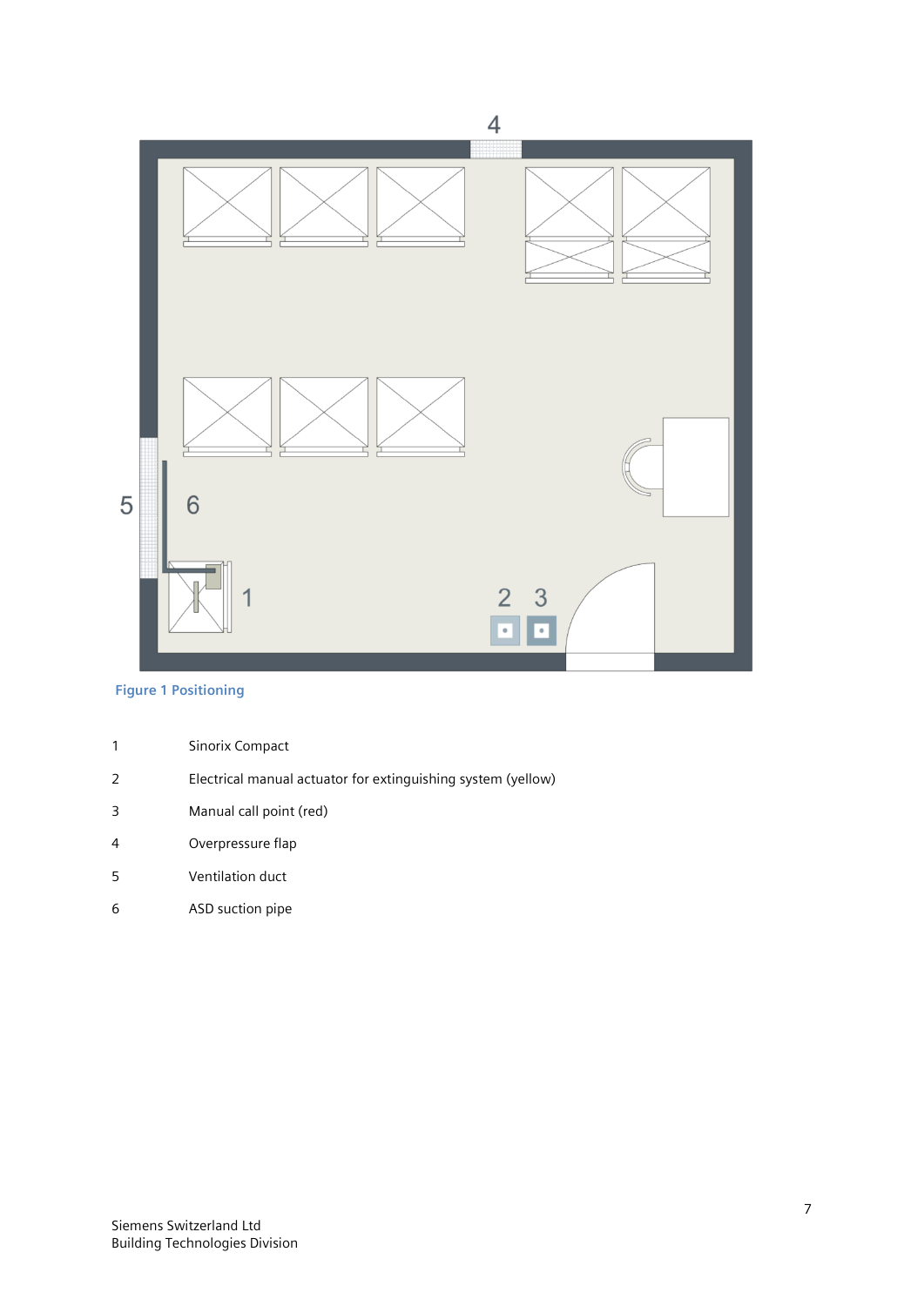Figure 1 Positioning

| | |
|---|---|
| 1 | Sinorix Compact |
| 2 | Electrical manual actuator for extinguishing system (yellow) |
| 3 | Manual call point (red) |
| 4 | Overpressure flap |
| 5 | Ventilation duct |
| 6 | ASD suction pipe |

Siemens Switzerland Ltd
Building Technologies Division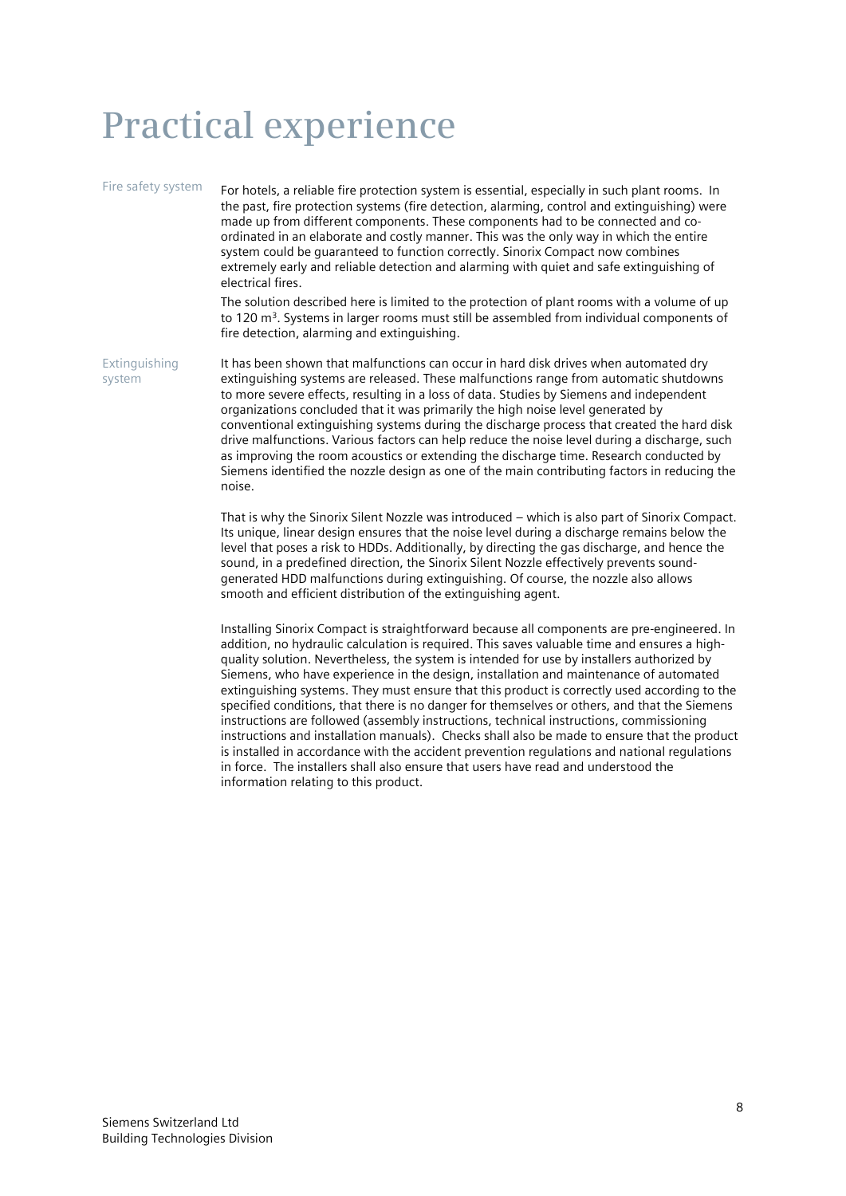# Practical experience

### Fire safety system

For hotels, a reliable fire protection system is essential, especially in such plant rooms. In the past, fire protection systems (fire detection, alarming, control and extinguishing) were made up from different components. These components had to be connected and co-ordinated in an elaborate and costly manner. This was the only way in which the entire system could be guaranteed to function correctly. Sinorix Compact now combines extremely early and reliable detection and alarming with quiet and safe extinguishing of electrical fires.

The solution described here is limited to the protection of plant rooms with a volume of up to 120 $m^3$. Systems in larger rooms must still be assembled from individual components of fire detection, alarming and extinguishing.

### Extinguishing system

It has been shown that malfunctions can occur in hard disk drives when automated dry extinguishing systems are released. These malfunctions range from automatic shutdowns to more severe effects, resulting in a loss of data. Studies by Siemens and independent organizations concluded that it was primarily the high noise level generated by conventional extinguishing systems during the discharge process that created the hard disk drive malfunctions. Various factors can help reduce the noise level during a discharge, such as improving the room acoustics or extending the discharge time. Research conducted by Siemens identified the nozzle design as one of the main contributing factors in reducing the noise.

That is why the Sinorix Silent Nozzle was introduced – which is also part of Sinorix Compact. Its unique, linear design ensures that the noise level during a discharge remains below the level that poses a risk to HDDs. Additionally, by directing the gas discharge, and hence the sound, in a predefined direction, the Sinorix Silent Nozzle effectively prevents sound-generated HDD malfunctions during extinguishing. Of course, the nozzle also allows smooth and efficient distribution of the extinguishing agent.

Installing Sinorix Compact is straightforward because all components are pre-engineered. In addition, no hydraulic calculation is required. This saves valuable time and ensures a high-quality solution. Nevertheless, the system is intended for use by installers authorized by Siemens, who have experience in the design, installation and maintenance of automated extinguishing systems. They must ensure that this product is correctly used according to the specified conditions, that there is no danger for themselves or others, and that the Siemens instructions are followed (assembly instructions, technical instructions, commissioning instructions and installation manuals). Checks shall also be made to ensure that the product is installed in accordance with the accident prevention regulations and national regulations in force. The installers shall also ensure that users have read and understood the information relating to this product.

Siemens Switzerland Ltd
Building Technologies Division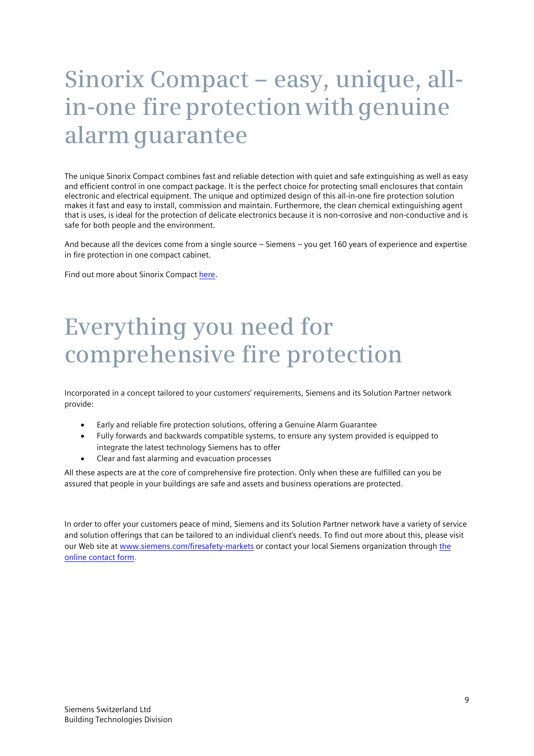# Sinorix Compact – easy, unique, all-in-one fire protection with genuine alarm guarantee

The unique Sinorix Compact combines fast and reliable detection with quiet and safe extinguishing as well as easy and efficient control in one compact package. It is the perfect choice for protecting small enclosures that contain electronic and electrical equipment. The unique and optimized design of this all-in-one fire protection solution makes it fast and easy to install, commission and maintain. Furthermore, the clean chemical extinguishing agent that is uses, is ideal for the protection of delicate electronics because it is non-corrosive and non-conductive and is safe for both people and the environment.

And because all the devices come from a single source – Siemens – you get 160 years of experience and expertise in fire protection in one compact cabinet.

Find out more about Sinorix Compact here.

# Everything you need for comprehensive fire protection

Incorporated in a concept tailored to your customers' requirements, Siemens and its Solution Partner network provide:

- Early and reliable fire protection solutions, offering a Genuine Alarm Guarantee
- Fully forwards and backwards compatible systems, to ensure any system provided is equipped to integrate the latest technology Siemens has to offer
- Clear and fast alarming and evacuation processes

All these aspects are at the core of comprehensive fire protection. Only when these are fulfilled can you be assured that people in your buildings are safe and assets and business operations are protected.

In order to offer your customers peace of mind, Siemens and its Solution Partner network have a variety of service and solution offerings that can be tailored to an individual client's needs. To find out more about this, please visit our Web site at www.siemens.com/firesafety-markets or contact your local Siemens organization through the online contact form.

Siemens Switzerland Ltd
Building Technologies Division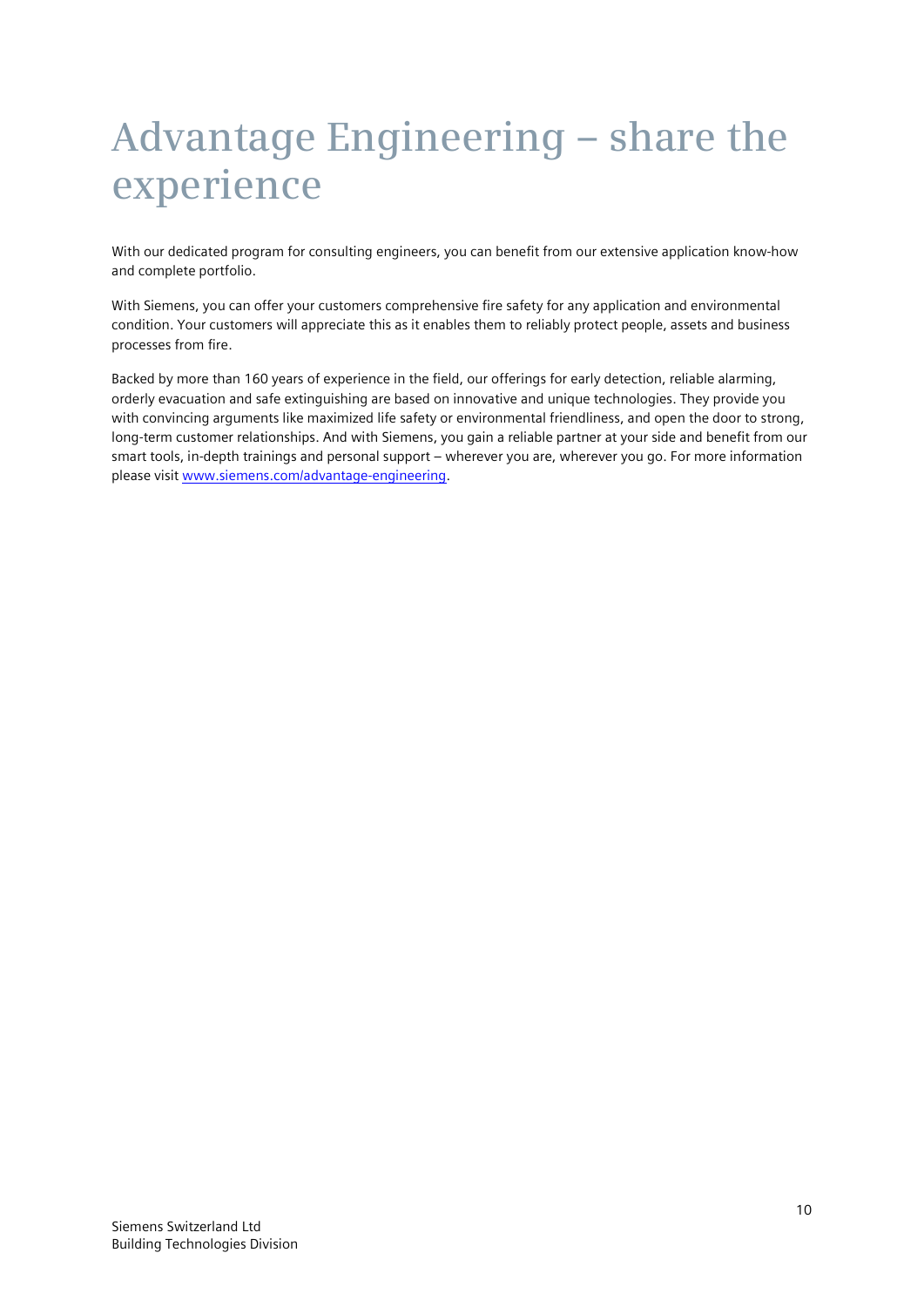# Advantage Engineering – share the experience

With our dedicated program for consulting engineers, you can benefit from our extensive application know-how and complete portfolio.

With Siemens, you can offer your customers comprehensive fire safety for any application and environmental condition. Your customers will appreciate this as it enables them to reliably protect people, assets and business processes from fire.

Backed by more than 160 years of experience in the field, our offerings for early detection, reliable alarming, orderly evacuation and safe extinguishing are based on innovative and unique technologies. They provide you with convincing arguments like maximized life safety or environmental friendliness, and open the door to strong, long-term customer relationships. And with Siemens, you gain a reliable partner at your side and benefit from our smart tools, in-depth trainings and personal support – wherever you are, wherever you go. For more information please visit [www.siemens.com/advantage-engineering](www.siemens.com/advantage-engineering).

Siemens Switzerland Ltd
Building Technologies Division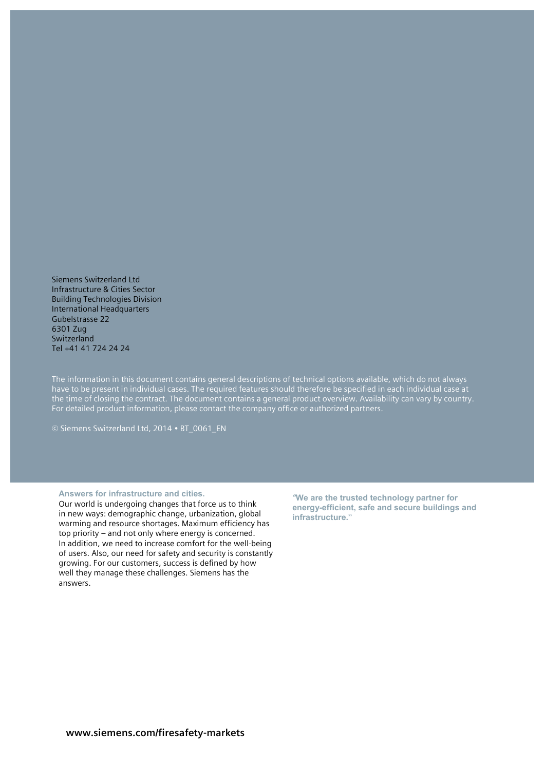Siemens Switzerland Ltd
Infrastructure & Cities Sector
Building Technologies Division
International Headquarters
Gubelstrasse 22
6301 Zug
Switzerland
Tel +41 41 724 24 24

The information in this document contains general descriptions of technical options available, which do not always have to be present in individual cases. The required features should therefore be specified in each individual case at the time of closing the contract. The document contains a general product overview. Availability can vary by country. For detailed product information, please contact the company office or authorized partners.

© Siemens Switzerland Ltd, 2014 • BT_0061_EN

**Answers for infrastructure and cities.**

Our world is undergoing changes that force us to think in new ways: demographic change, urbanization, global warming and resource shortages. Maximum efficiency has top priority – and not only where energy is concerned. In addition, we need to increase comfort for the well-being of users. Also, our need for safety and security is constantly growing. For our customers, success is defined by how well they manage these challenges. Siemens has the answers.

**"We are the trusted technology partner for energy-efficient, safe and secure buildings and infrastructure."**

**www.siemens.com/firesafety-markets**